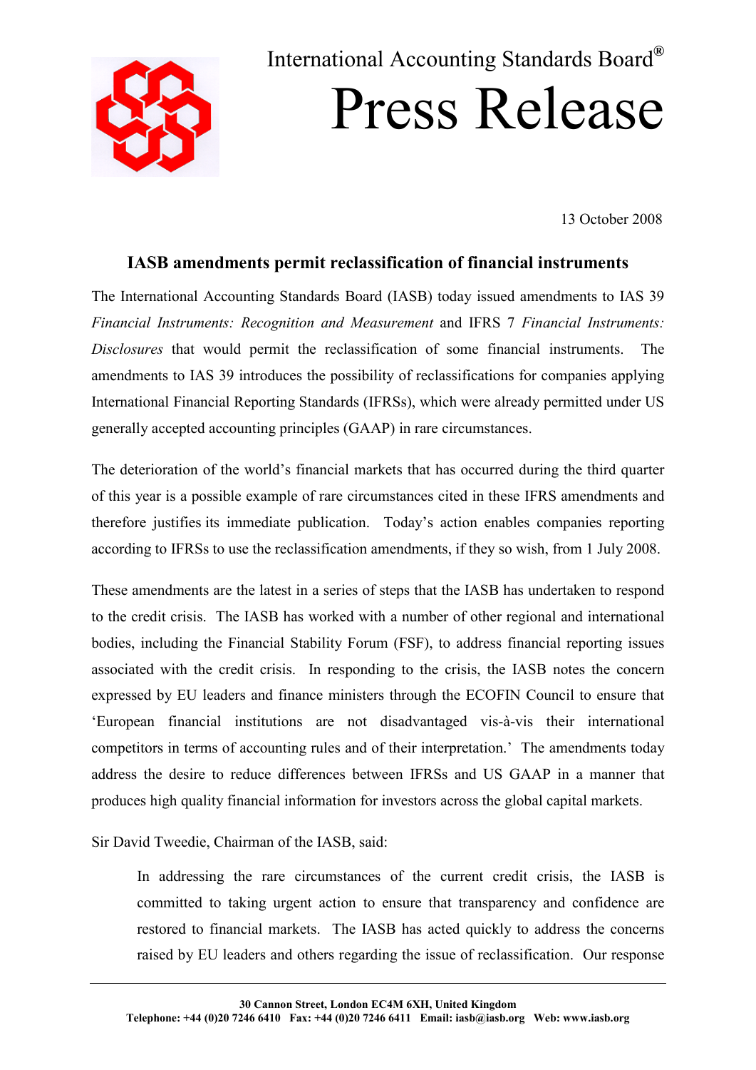International Accounting Standards Board®

# Press Release

13 October 2008

## IASB amendments permit reclassification of financial instruments

The International Accounting Standards Board (IASB) today issued amendments to IAS 39 *Financial Instruments: Recognition and Measurement* and IFRS 7 *Financial Instruments: Disclosures* that would permit the reclassification of some financial instruments. The amendments to IAS 39 introduces the possibility of reclassifications for companies applying International Financial Reporting Standards (IFRSs), which were already permitted under US generally accepted accounting principles (GAAP) in rare circumstances.

The deterioration of the world's financial markets that has occurred during the third quarter of this year is a possible example of rare circumstances cited in these IFRS amendments and therefore justifies its immediate publication. Today's action enables companies reporting according to IFRSs to use the reclassification amendments, if they so wish, from 1 July 2008.

These amendments are the latest in a series of steps that the IASB has undertaken to respond to the credit crisis. The IASB has worked with a number of other regional and international bodies, including the Financial Stability Forum (FSF), to address financial reporting issues associated with the credit crisis. In responding to the crisis, the IASB notes the concern expressed by EU leaders and finance ministers through the ECOFIN Council to ensure that 'European financial institutions are not disadvantaged vis-à-vis their international competitors in terms of accounting rules and of their interpretation.' The amendments today address the desire to reduce differences between IFRSs and US GAAP in a manner that produces high quality financial information for investors across the global capital markets.

Sir David Tweedie, Chairman of the IASB, said:

> In addressing the rare circumstances of the current credit crisis, the IASB is committed to taking urgent action to ensure that transparency and confidence are restored to financial markets. The IASB has acted quickly to address the concerns raised by EU leaders and others regarding the issue of reclassification. Our response

30 Cannon Street, London EC4M 6XH, United Kingdom
Telephone: +44 (0)20 7246 6410 Fax: +44 (0)20 7246 6411 Email: iasb@iasb.org Web: www.iasb.org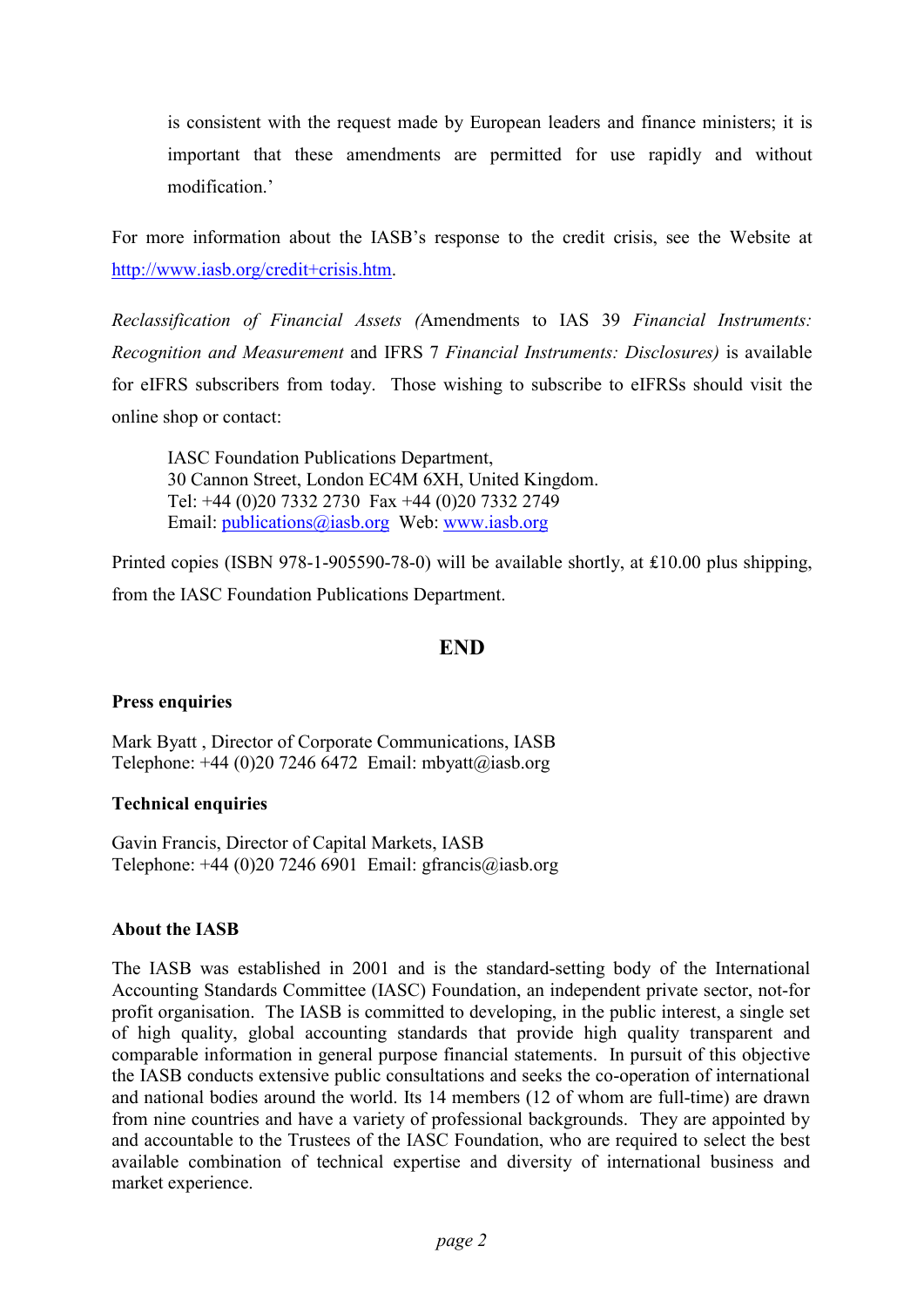is consistent with the request made by European leaders and finance ministers; it is important that these amendments are permitted for use rapidly and without modification.'

For more information about the IASB's response to the credit crisis, see the Website at [http://www.iasb.org/credit+crisis.htm](http://www.iasb.org/credit+crisis.htm).

*Reclassification of Financial Assets (*Amendments to IAS 39 *Financial Instruments: Recognition and Measurement* and IFRS 7 *Financial Instruments: Disclosures)* is available for eIFRS subscribers from today. Those wishing to subscribe to eIFRSs should visit the online shop or contact:

> IASC Foundation Publications Department,
> 30 Cannon Street, London EC4M 6XH, United Kingdom.
> Tel: +44 (0)20 7332 2730 Fax +44 (0)20 7332 2749
> Email: [publications@iasb.org](mailto:publications@iasb.org) Web: [www.iasb.org](http://www.iasb.org)

Printed copies (ISBN 978-1-905590-78-0) will be available shortly, at £10.00 plus shipping, from the IASC Foundation Publications Department.

**END**

**Press enquiries**

Mark Byatt , Director of Corporate Communications, IASB
Telephone: +44 (0)20 7246 6472 Email: mbyatt@iasb.org

**Technical enquiries**

Gavin Francis, Director of Capital Markets, IASB
Telephone: +44 (0)20 7246 6901 Email: gfrancis@iasb.org

**About the IASB**

The IASB was established in 2001 and is the standard-setting body of the International Accounting Standards Committee (IASC) Foundation, an independent private sector, not-for profit organisation. The IASB is committed to developing, in the public interest, a single set of high quality, global accounting standards that provide high quality transparent and comparable information in general purpose financial statements. In pursuit of this objective the IASB conducts extensive public consultations and seeks the co-operation of international and national bodies around the world. Its 14 members (12 of whom are full-time) are drawn from nine countries and have a variety of professional backgrounds. They are appointed by and accountable to the Trustees of the IASC Foundation, who are required to select the best available combination of technical expertise and diversity of international business and market experience.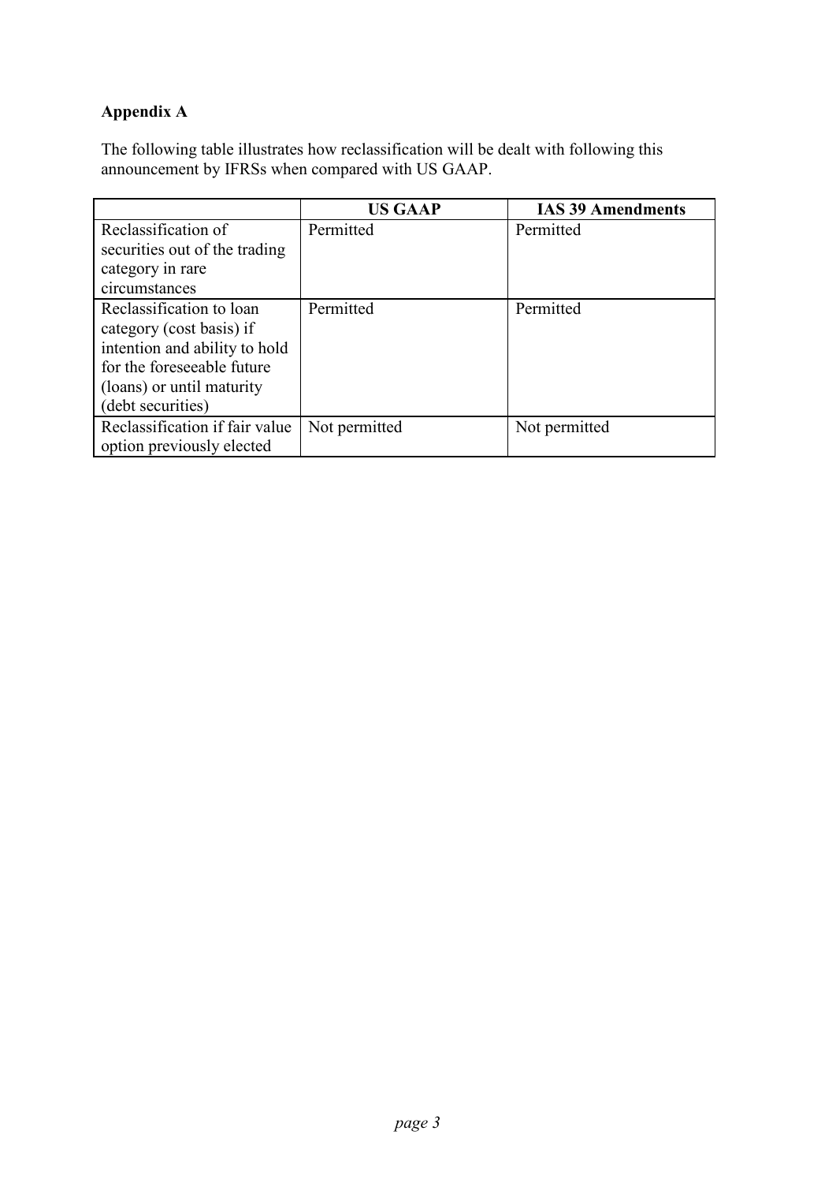## Appendix A

The following table illustrates how reclassification will be dealt with following this announcement by IFRSs when compared with US GAAP.

| | US GAAP | IAS 39 Amendments |
|---|---|---|
| Reclassification of securities out of the trading category in rare circumstances | Permitted | Permitted |
| Reclassification to loan category (cost basis) if intention and ability to hold for the foreseeable future (loans) or until maturity (debt securities) | Permitted | Permitted |
| Reclassification if fair value option previously elected | Not permitted | Not permitted |